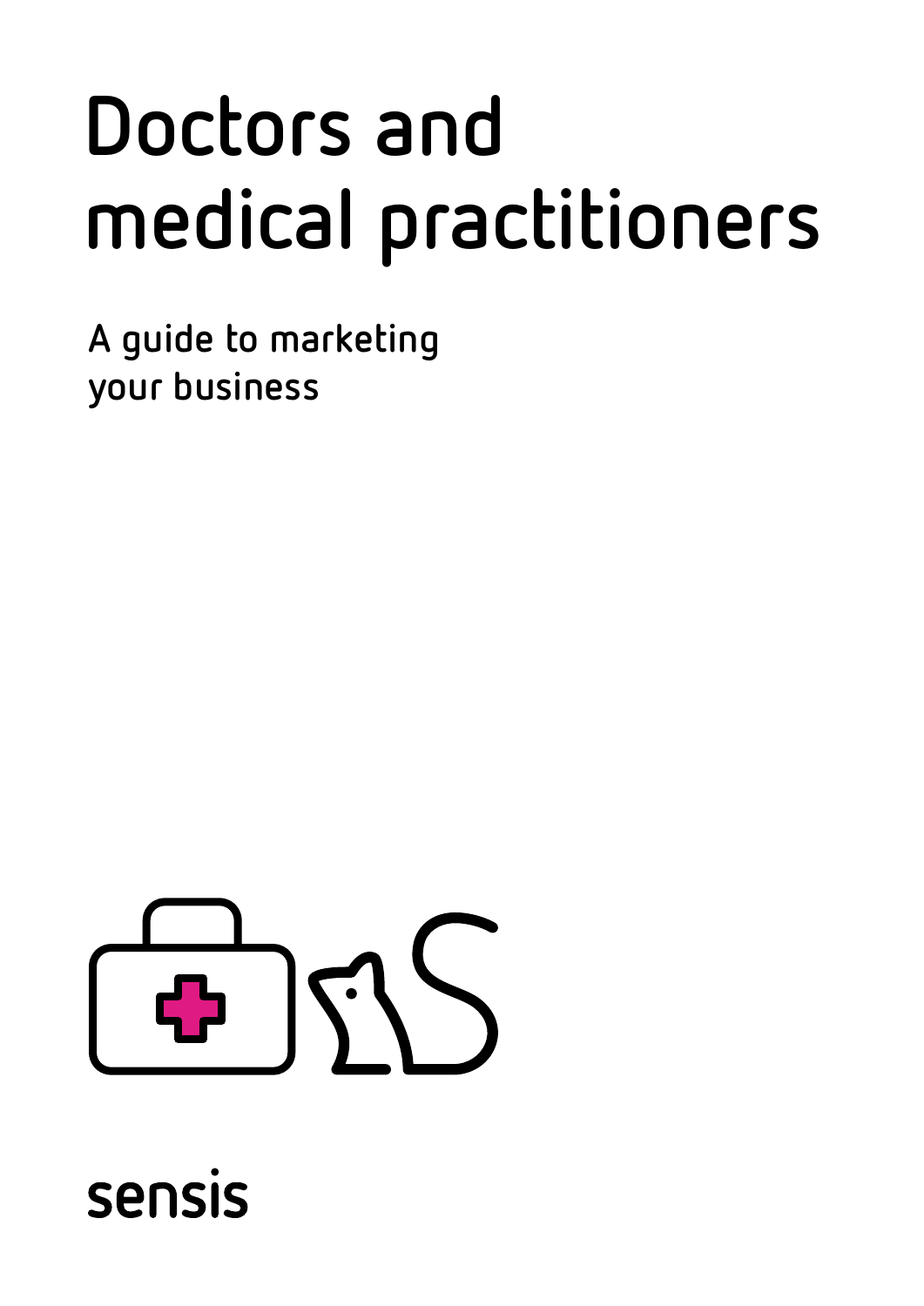# Doctors and medical practitioners

A guide to marketing your business

sensis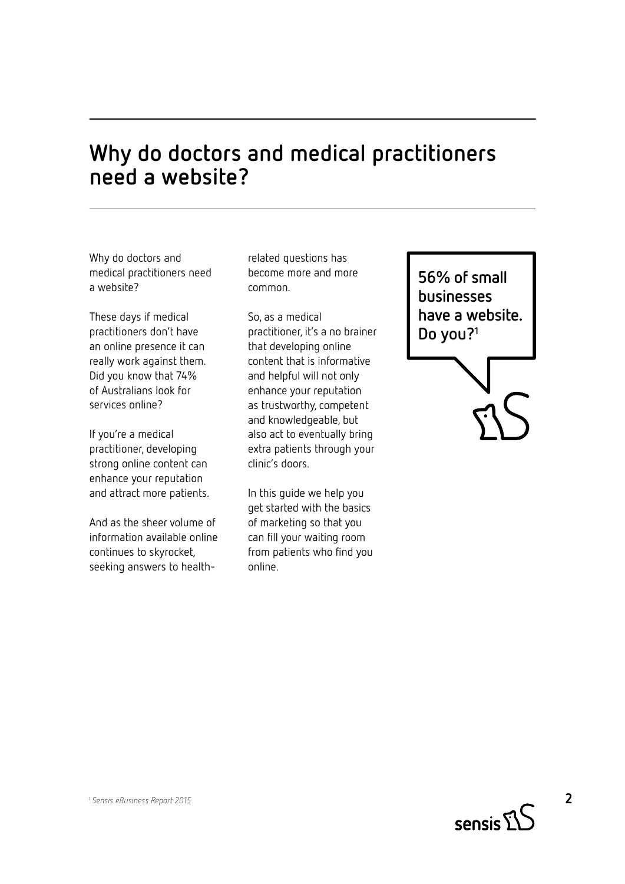# Why do doctors and medical practitioners need a website?

Why do doctors and medical practitioners need a website?

These days if medical practitioners don't have an online presence it can really work against them. Did you know that 74% of Australians look for services online?

If you're a medical practitioner, developing strong online content can enhance your reputation and attract more patients.

And as the sheer volume of information available online continues to skyrocket, seeking answers to health-related questions has become more and more common.

So, as a medical practitioner, it's a no brainer that developing online content that is informative and helpful will not only enhance your reputation as trustworthy, competent and knowledgeable, but also act to eventually bring extra patients through your clinic's doors.

In this guide we help you get started with the basics of marketing so that you can fill your waiting room from patients who find you online.

**56% of small businesses have a website. Do you?[1]**

*[1] Sensis eBusiness Report 2015*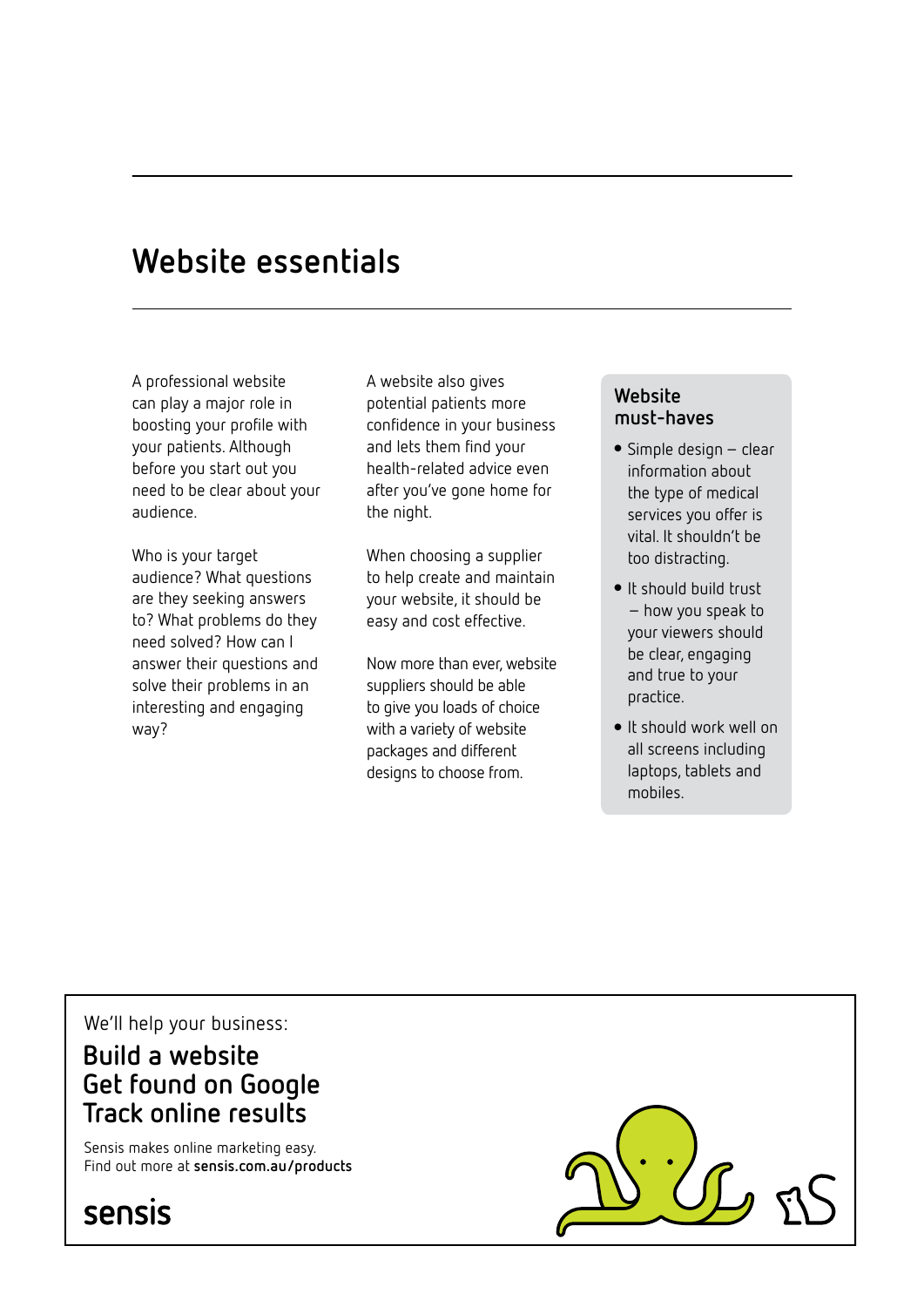# Website essentials

A professional website can play a major role in boosting your profile with your patients. Although before you start out you need to be clear about your audience.

Who is your target audience? What questions are they seeking answers to? What problems do they need solved? How can I answer their questions and solve their problems in an interesting and engaging way?

A website also gives potential patients more confidence in your business and lets them find your health-related advice even after you've gone home for the night.

When choosing a supplier to help create and maintain your website, it should be easy and cost effective.

Now more than ever, website suppliers should be able to give you loads of choice with a variety of website packages and different designs to choose from.

### Website must-haves

- Simple design – clear information about the type of medical services you offer is vital. It shouldn't be too distracting.
- It should build trust – how you speak to your viewers should be clear, engaging and true to your practice.
- It should work well on all screens including laptops, tablets and mobiles.

We'll help your business:

**Build a website**
**Get found on Google**
**Track online results**

Sensis makes online marketing easy.
Find out more at **sensis.com.au/products**

sensis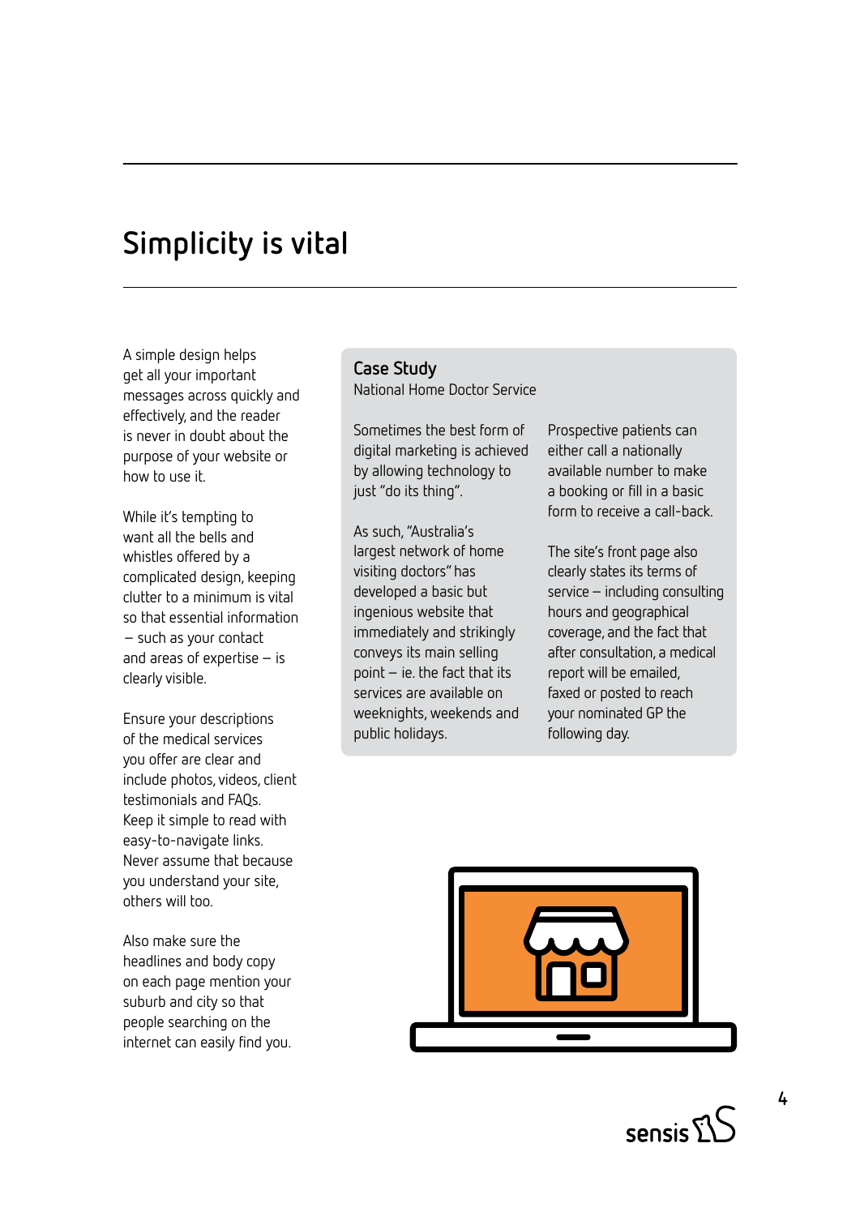# Simplicity is vital

A simple design helps get all your important messages across quickly and effectively, and the reader is never in doubt about the purpose of your website or how to use it.

While it's tempting to want all the bells and whistles offered by a complicated design, keeping clutter to a minimum is vital so that essential information – such as your contact and areas of expertise – is clearly visible.

Ensure your descriptions of the medical services you offer are clear and include photos, videos, client testimonials and FAQs. Keep it simple to read with easy-to-navigate links. Never assume that because you understand your site, others will too.

Also make sure the headlines and body copy on each page mention your suburb and city so that people searching on the internet can easily find you.

## Case Study

National Home Doctor Service

Sometimes the best form of digital marketing is achieved by allowing technology to just "do its thing".

As such, "Australia's largest network of home visiting doctors" has developed a basic but ingenious website that immediately and strikingly conveys its main selling point – ie. the fact that its services are available on weeknights, weekends and public holidays.

Prospective patients can either call a nationally available number to make a booking or fill in a basic form to receive a call-back.

The site's front page also clearly states its terms of service – including consulting hours and geographical coverage, and the fact that after consultation, a medical report will be emailed, faxed or posted to reach your nominated GP the following day.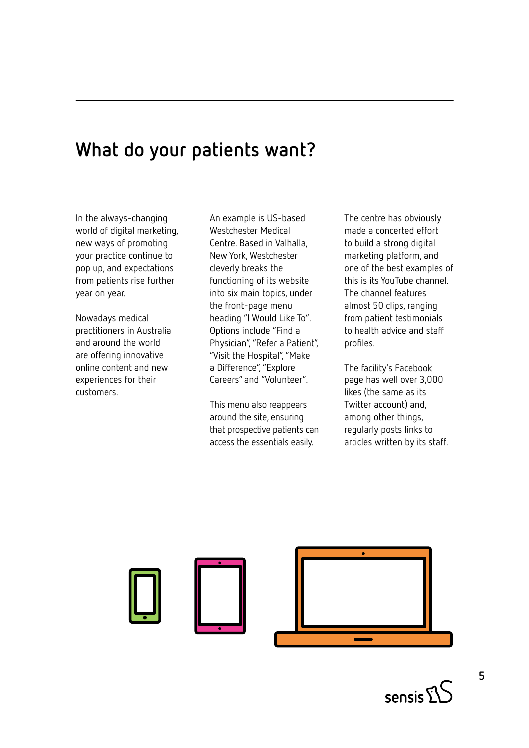# What do your patients want?

In the always-changing world of digital marketing, new ways of promoting your practice continue to pop up, and expectations from patients rise further year on year.

Nowadays medical practitioners in Australia and around the world are offering innovative online content and new experiences for their customers.

An example is US-based Westchester Medical Centre. Based in Valhalla, New York, Westchester cleverly breaks the functioning of its website into six main topics, under the front-page menu heading "I Would Like To". Options include "Find a Physician", "Refer a Patient", "Visit the Hospital", "Make a Difference", "Explore Careers" and "Volunteer".

This menu also reappears around the site, ensuring that prospective patients can access the essentials easily.

The centre has obviously made a concerted effort to build a strong digital marketing platform, and one of the best examples of this is its YouTube channel. The channel features almost 50 clips, ranging from patient testimonials to health advice and staff profiles.

The facility's Facebook page has well over 3,000 likes (the same as its Twitter account) and, among other things, regularly posts links to articles written by its staff.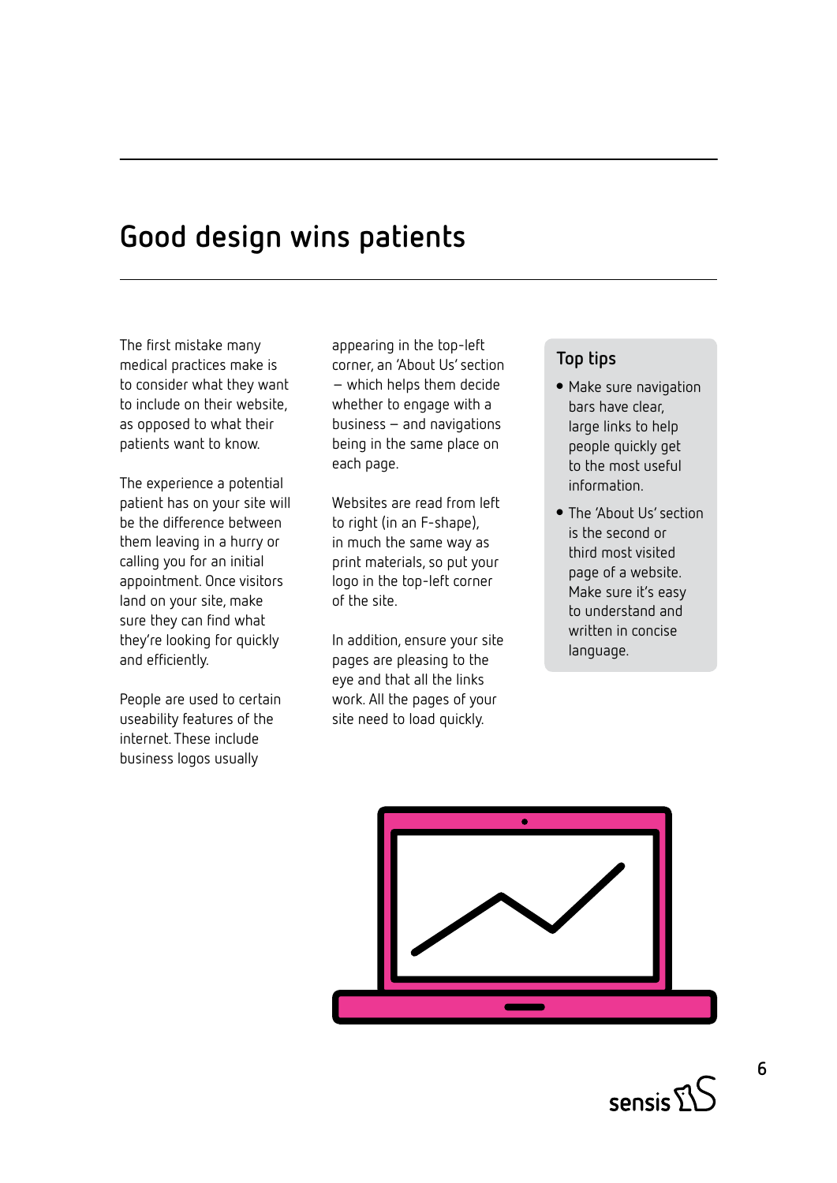# Good design wins patients

The first mistake many medical practices make is to consider what they want to include on their website, as opposed to what their patients want to know.

The experience a potential patient has on your site will be the difference between them leaving in a hurry or calling you for an initial appointment. Once visitors land on your site, make sure they can find what they're looking for quickly and efficiently.

People are used to certain useability features of the internet. These include business logos usually appearing in the top-left corner, an 'About Us' section – which helps them decide whether to engage with a business – and navigations being in the same place on each page.

Websites are read from left to right (in an F-shape), in much the same way as print materials, so put your logo in the top-left corner of the site.

In addition, ensure your site pages are pleasing to the eye and that all the links work. All the pages of your site need to load quickly.

### Top tips

- Make sure navigation bars have clear, large links to help people quickly get to the most useful information.
- The 'About Us' section is the second or third most visited page of a website. Make sure it's easy to understand and written in concise language.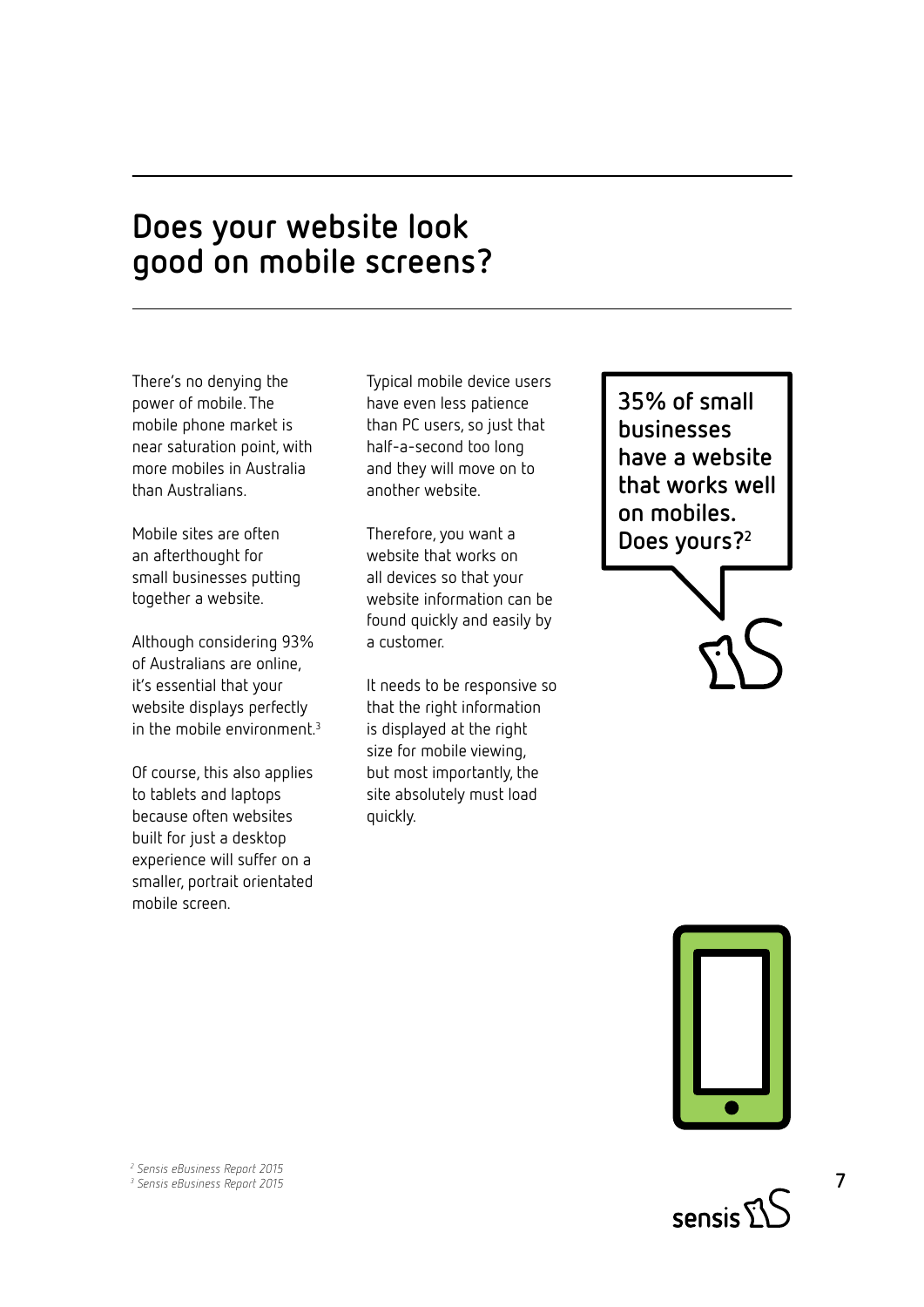# Does your website look good on mobile screens?

There's no denying the power of mobile. The mobile phone market is near saturation point, with more mobiles in Australia than Australians.

Mobile sites are often an afterthought for small businesses putting together a website.

Although considering 93% of Australians are online, it's essential that your website displays perfectly in the mobile environment.[3]

Of course, this also applies to tablets and laptops because often websites built for just a desktop experience will suffer on a smaller, portrait orientated mobile screen.

Typical mobile device users have even less patience than PC users, so just that half-a-second too long and they will move on to another website.

Therefore, you want a website that works on all devices so that your website information can be found quickly and easily by a customer.

It needs to be responsive so that the right information is displayed at the right size for mobile viewing, but most importantly, the site absolutely must load quickly.

**35% of small businesses have a website that works well on mobiles. Does yours?[2]**

*[2] Sensis eBusiness Report 2015*
*[3] Sensis eBusiness Report 2015*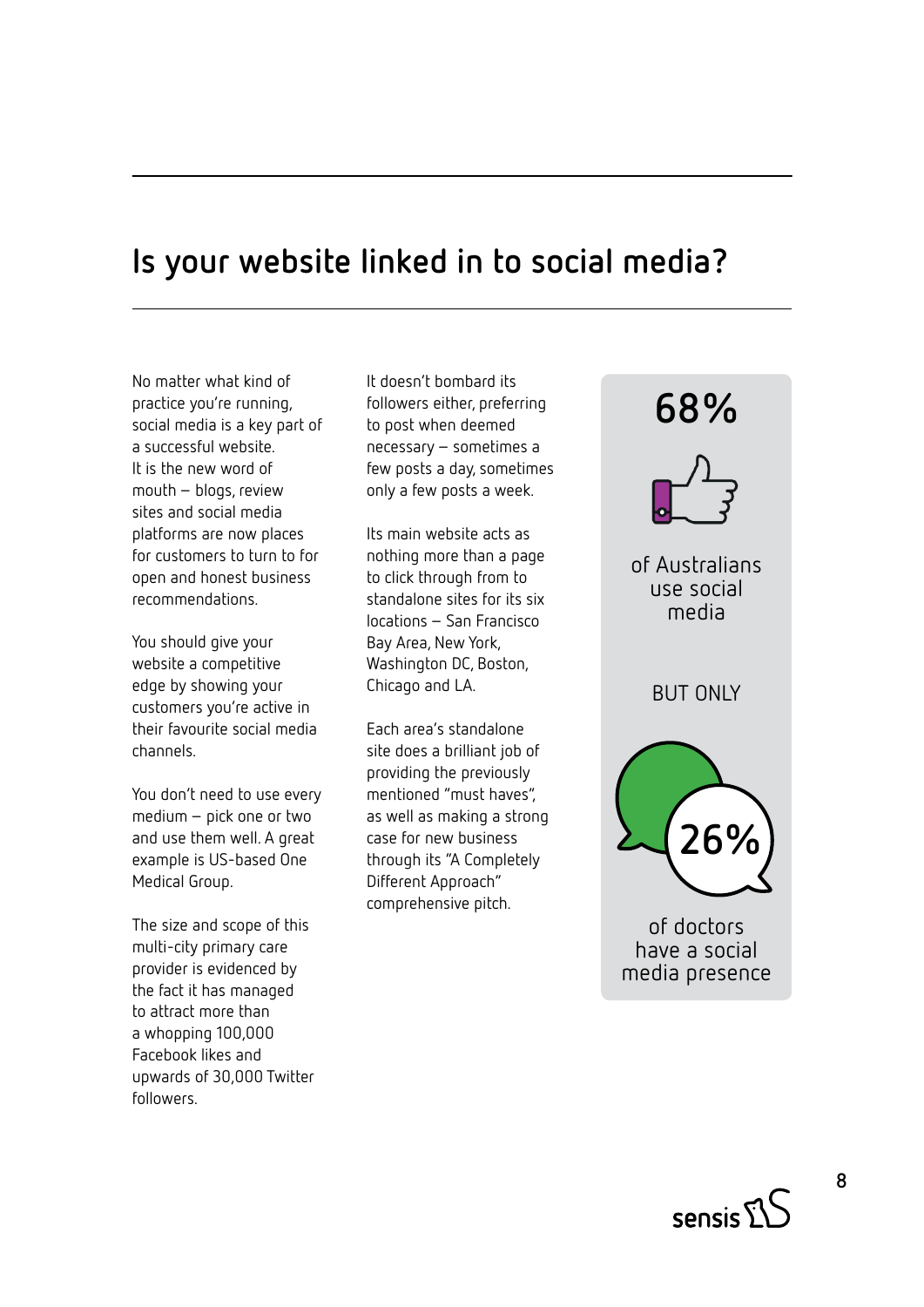## Is your website linked in to social media?

No matter what kind of practice you're running, social media is a key part of a successful website. It is the new word of mouth – blogs, review sites and social media platforms are now places for customers to turn to for open and honest business recommendations.

You should give your website a competitive edge by showing your customers you're active in their favourite social media channels.

You don't need to use every medium – pick one or two and use them well. A great example is US-based One Medical Group.

The size and scope of this multi-city primary care provider is evidenced by the fact it has managed to attract more than a whopping 100,000 Facebook likes and upwards of 30,000 Twitter followers.

It doesn't bombard its followers either, preferring to post when deemed necessary – sometimes a few posts a day, sometimes only a few posts a week.

Its main website acts as nothing more than a page to click through from to standalone sites for its six locations – San Francisco Bay Area, New York, Washington DC, Boston, Chicago and LA.

Each area's standalone site does a brilliant job of providing the previously mentioned "must haves", as well as making a strong case for new business through its "A Completely Different Approach" comprehensive pitch.

**68%** of Australians use social media

BUT ONLY

**26%** of doctors have a social media presence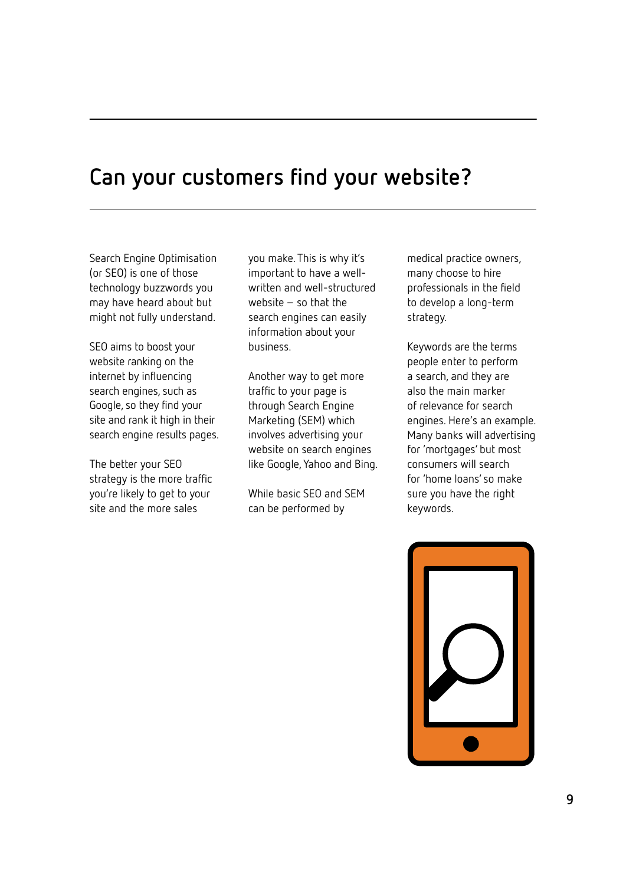# Can your customers find your website?

Search Engine Optimisation (or SEO) is one of those technology buzzwords you may have heard about but might not fully understand.

SEO aims to boost your website ranking on the internet by influencing search engines, such as Google, so they find your site and rank it high in their search engine results pages.

The better your SEO strategy is the more traffic you're likely to get to your site and the more sales you make. This is why it's important to have a well-written and well-structured website – so that the search engines can easily information about your business.

Another way to get more traffic to your page is through Search Engine Marketing (SEM) which involves advertising your website on search engines like Google, Yahoo and Bing.

While basic SEO and SEM can be performed by medical practice owners, many choose to hire professionals in the field to develop a long-term strategy.

Keywords are the terms people enter to perform a search, and they are also the main marker of relevance for search engines. Here's an example. Many banks will advertising for 'mortgages' but most consumers will search for 'home loans' so make sure you have the right keywords.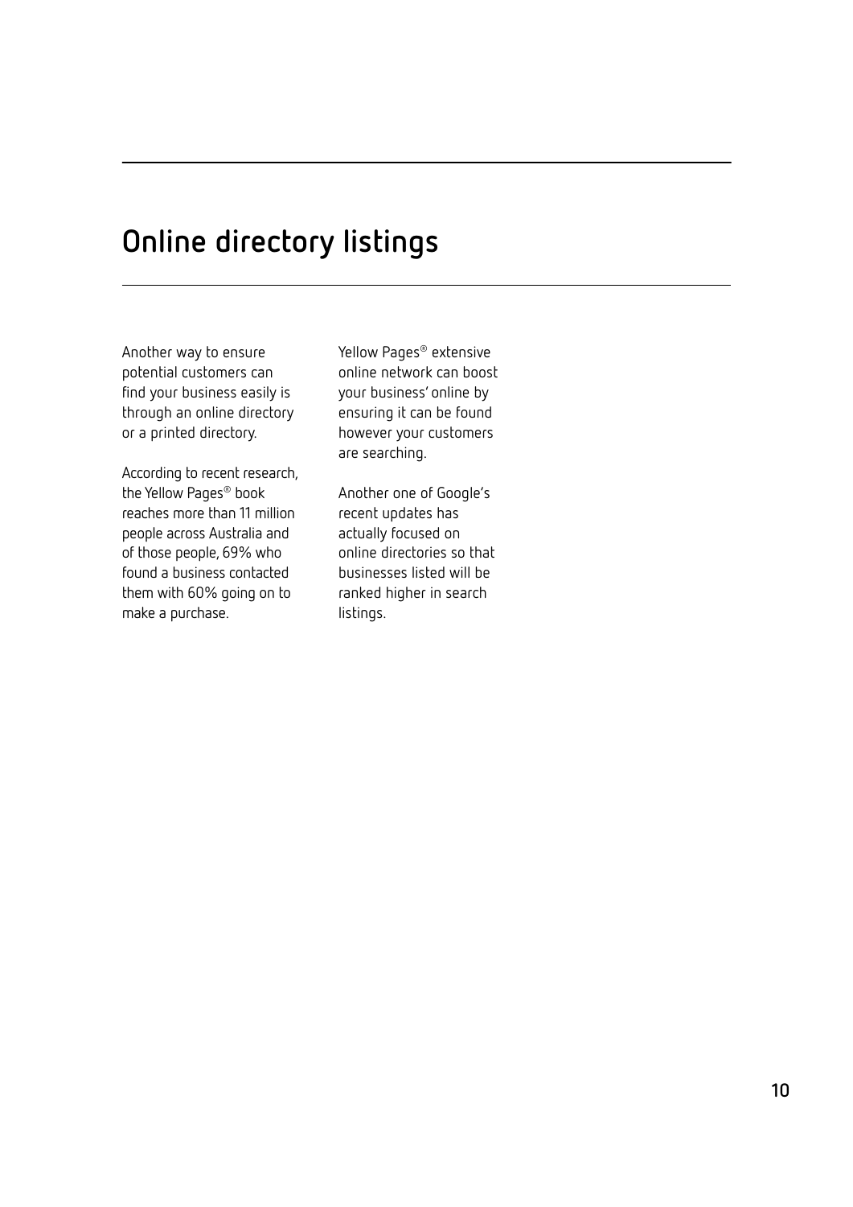# Online directory listings

Another way to ensure potential customers can find your business easily is through an online directory or a printed directory.

According to recent research, the Yellow Pages® book reaches more than 11 million people across Australia and of those people, 69% who found a business contacted them with 60% going on to make a purchase.

Yellow Pages® extensive online network can boost your business' online by ensuring it can be found however your customers are searching.

Another one of Google's recent updates has actually focused on online directories so that businesses listed will be ranked higher in search listings.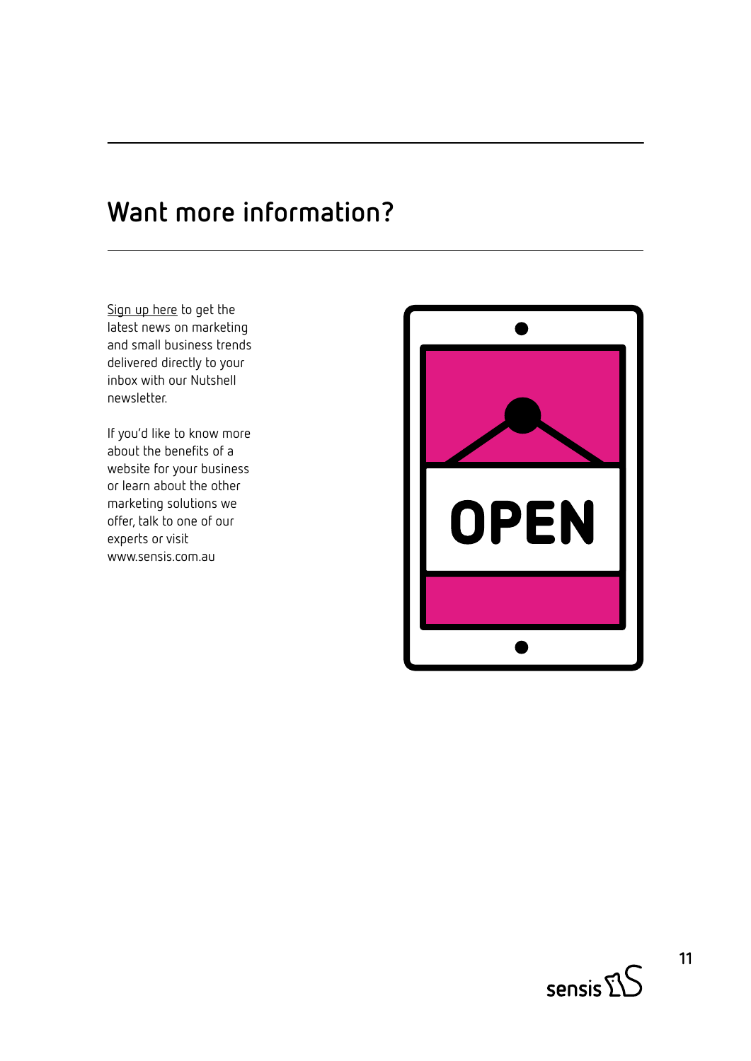## Want more information?

Sign up here to get the latest news on marketing and small business trends delivered directly to your inbox with our Nutshell newsletter.

If you'd like to know more about the benefits of a website for your business or learn about the other marketing solutions we offer, talk to one of our experts or visit www.sensis.com.au